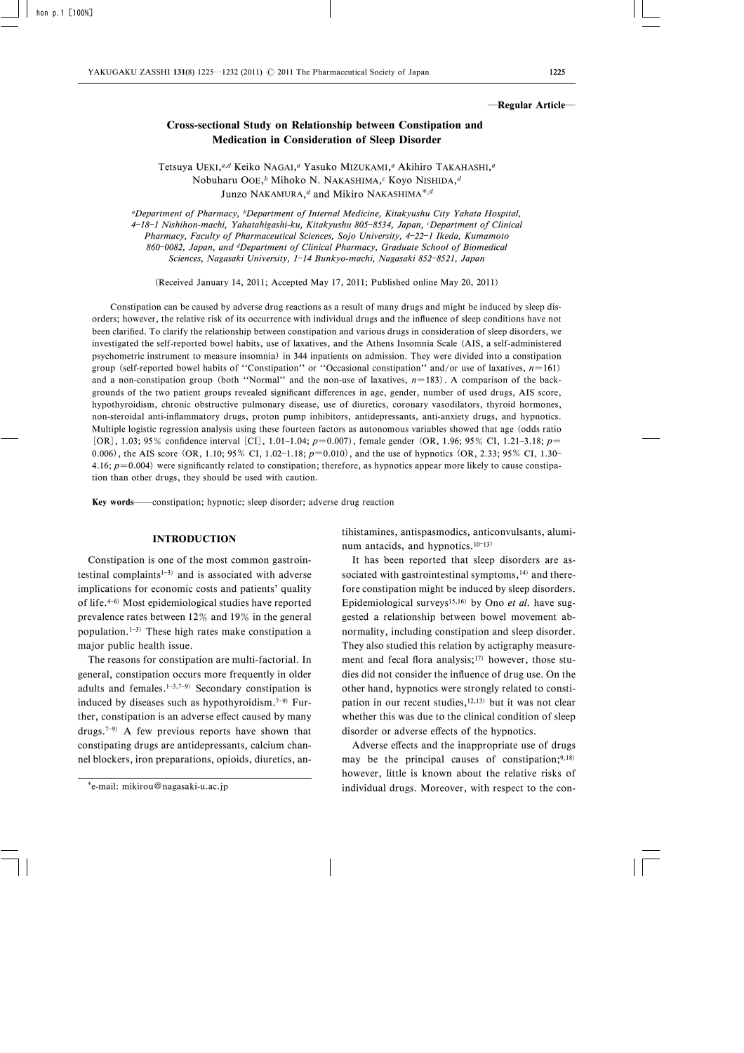—Regular Article—

# Cross-sectional Study on Relationship between Constipation and Medication in Consideration of Sleep Disorder

Tetsuya Ueki,[a,d] Keiko Nagai,[a] Yasuko Mizukami,[a] Akihiro Takahashi,[a] Nobuharu Ooe,[b] Mihoko N. Nakashima,[c] Koyo Nishida,[d] Junzo Nakamura,[d] and Mikiro Nakashima*,[d]

[a]Department of Pharmacy, [b]Department of Internal Medicine, Kitakyushu City Yahata Hospital, 4–18–1 Nishihon-machi, Yahatahigashi-ku, Kitakyushu 805–8534, Japan, [c]Department of Clinical Pharmacy, Faculty of Pharmaceutical Sciences, Sojo University, 4–22–1 Ikeda, Kumamoto 860–0082, Japan, and [d]Department of Clinical Pharmacy, Graduate School of Biomedical Sciences, Nagasaki University, 1–14 Bunkyo-machi, Nagasaki 852–8521, Japan

(Received January 14, 2011; Accepted May 17, 2011; Published online May 20, 2011)

Constipation can be caused by adverse drug reactions as a result of many drugs and might be induced by sleep disorders; however, the relative risk of its occurrence with individual drugs and the influence of sleep conditions have not been clarified. To clarify the relationship between constipation and various drugs in consideration of sleep disorders, we investigated the self-reported bowel habits, use of laxatives, and the Athens Insomnia Scale (AIS, a self-administered psychometric instrument to measure insomnia) in 344 inpatients on admission. They were divided into a constipation group (self-reported bowel habits of ''Constipation'' or ''Occasional constipation'' and/or use of laxatives, $n=161$) and a non-constipation group (both ''Normal'' and the non-use of laxatives, $n=183$). A comparison of the backgrounds of the two patient groups revealed significant differences in age, gender, number of used drugs, AIS score, hypothyroidism, chronic obstructive pulmonary disease, use of diuretics, coronary vasodilators, thyroid hormones, non-steroidal anti-inflammatory drugs, proton pump inhibitors, antidepressants, anti-anxiety drugs, and hypnotics. Multiple logistic regression analysis using these fourteen factors as autonomous variables showed that age (odds ratio [OR], 1.03; 95% confidence interval [CI], 1.01–1.04; $p=0.007$), female gender (OR, 1.96; 95% CI, 1.21–3.18; $p=0.006$), the AIS score (OR, 1.10; 95% CI, 1.02–1.18; $p=0.010$), and the use of hypnotics (OR, 2.33; 95% CI, 1.30–4.16; $p=0.004$) were significantly related to constipation; therefore, as hypnotics appear more likely to cause constipation than other drugs, they should be used with caution.

**Key words**——constipation; hypnotic; sleep disorder; adverse drug reaction

## INTRODUCTION

Constipation is one of the most common gastrointestinal complaints[1–3] and is associated with adverse implications for economic costs and patients' quality of life.[4–6] Most epidemiological studies have reported prevalence rates between 12% and 19% in the general population.[1–3] These high rates make constipation a major public health issue.

The reasons for constipation are multi-factorial. In general, constipation occurs more frequently in older adults and females.[1–3,7–9] Secondary constipation is induced by diseases such as hypothyroidism.[7–9] Further, constipation is an adverse effect caused by many drugs.[7–9] A few previous reports have shown that constipating drugs are antidepressants, calcium channel blockers, iron preparations, opioids, diuretics, antihistamines, antispasmodics, anticonvulsants, aluminum antacids, and hypnotics.[10–13]

It has been reported that sleep disorders are associated with gastrointestinal symptoms,[14] and therefore constipation might be induced by sleep disorders. Epidemiological surveys[15,16] by Ono *et al.* have suggested a relationship between bowel movement abnormality, including constipation and sleep disorder. They also studied this relation by actigraphy measurement and fecal flora analysis;[17] however, those studies did not consider the influence of drug use. On the other hand, hypnotics were strongly related to constipation in our recent studies,[12,13] but it was not clear whether this was due to the clinical condition of sleep disorder or adverse effects of the hypnotics.

Adverse effects and the inappropriate use of drugs may be the principal causes of constipation;[9,18] however, little is known about the relative risks of individual drugs. Moreover, with respect to the con-

*e-mail: mikirou@nagasaki-u.ac.jp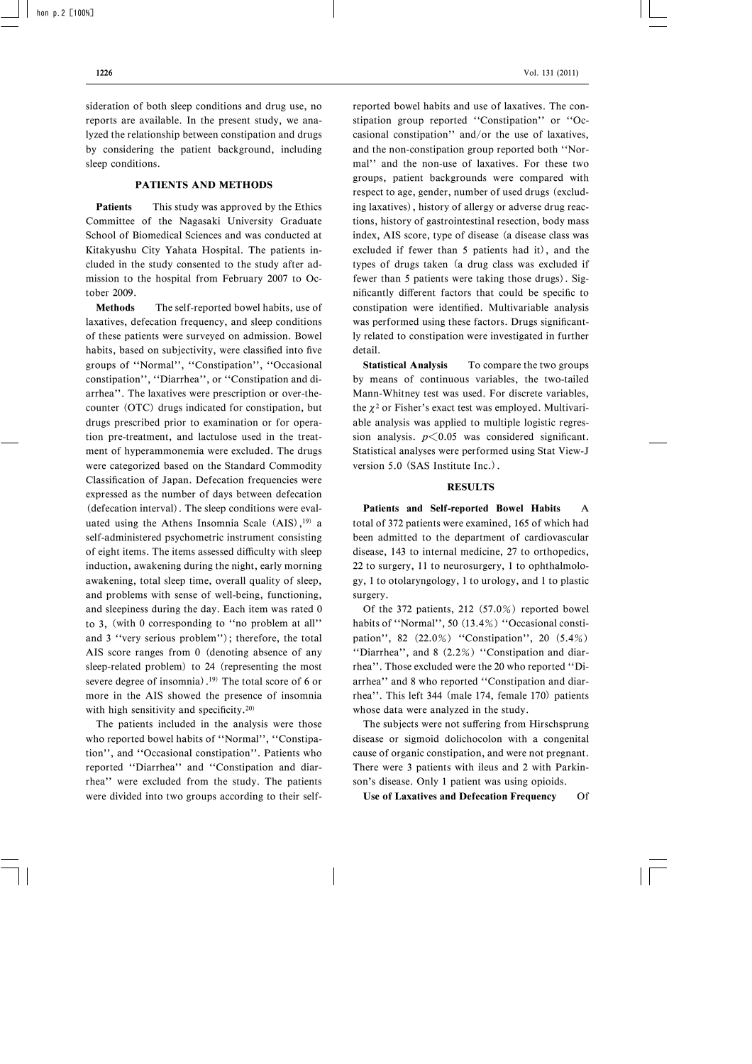sideration of both sleep conditions and drug use, no reports are available. In the present study, we analyzed the relationship between constipation and drugs by considering the patient background, including sleep conditions.

## PATIENTS AND METHODS

**Patients** This study was approved by the Ethics Committee of the Nagasaki University Graduate School of Biomedical Sciences and was conducted at Kitakyushu City Yahata Hospital. The patients included in the study consented to the study after admission to the hospital from February 2007 to October 2009.

**Methods** The self-reported bowel habits, use of laxatives, defecation frequency, and sleep conditions of these patients were surveyed on admission. Bowel habits, based on subjectivity, were classified into five groups of ''Normal'', ''Constipation'', ''Occasional constipation'', ''Diarrhea'', or ''Constipation and diarrhea''. The laxatives were prescription or over-the-counter (OTC) drugs indicated for constipation, but drugs prescribed prior to examination or for operation pre-treatment, and lactulose used in the treatment of hyperammonemia were excluded. The drugs were categorized based on the Standard Commodity Classification of Japan. Defecation frequencies were expressed as the number of days between defecation (defecation interval). The sleep conditions were evaluated using the Athens Insomnia Scale (AIS),[19] a self-administered psychometric instrument consisting of eight items. The items assessed difficulty with sleep induction, awakening during the night, early morning awakening, total sleep time, overall quality of sleep, and problems with sense of well-being, functioning, and sleepiness during the day. Each item was rated 0 to 3, (with 0 corresponding to ''no problem at all'' and 3 ''very serious problem''); therefore, the total AIS score ranges from 0 (denoting absence of any sleep-related problem) to 24 (representing the most severe degree of insomnia).[19] The total score of 6 or more in the AIS showed the presence of insomnia with high sensitivity and specificity.[20]

The patients included in the analysis were those who reported bowel habits of ''Normal'', ''Constipation'', and ''Occasional constipation''. Patients who reported ''Diarrhea'' and ''Constipation and diarrhea'' were excluded from the study. The patients were divided into two groups according to their self-reported bowel habits and use of laxatives. The constipation group reported ''Constipation'' or ''Occasional constipation'' and/or the use of laxatives, and the non-constipation group reported both ''Normal'' and the non-use of laxatives. For these two groups, patient backgrounds were compared with respect to age, gender, number of used drugs (excluding laxatives), history of allergy or adverse drug reactions, history of gastrointestinal resection, body mass index, AIS score, type of disease (a disease class was excluded if fewer than 5 patients had it), and the types of drugs taken (a drug class was excluded if fewer than 5 patients were taking those drugs). Significantly different factors that could be specific to constipation were identified. Multivariable analysis was performed using these factors. Drugs significantly related to constipation were investigated in further detail.

**Statistical Analysis** To compare the two groups by means of continuous variables, the two-tailed Mann-Whitney test was used. For discrete variables, the $\chi^2$ or Fisher's exact test was employed. Multivariable analysis was applied to multiple logistic regression analysis. $p<0.05$ was considered significant. Statistical analyses were performed using Stat View-J version 5.0 (SAS Institute Inc.).

## RESULTS

**Patients and Self-reported Bowel Habits** A total of 372 patients were examined, 165 of which had been admitted to the department of cardiovascular disease, 143 to internal medicine, 27 to orthopedics, 22 to surgery, 11 to neurosurgery, 1 to ophthalmology, 1 to otolaryngology, 1 to urology, and 1 to plastic surgery.

Of the 372 patients, 212 (57.0%) reported bowel habits of ''Normal'', 50 (13.4%) ''Occasional constipation'', 82 (22.0%) ''Constipation'', 20 (5.4%) ''Diarrhea'', and 8 (2.2%) ''Constipation and diarrhea''. Those excluded were the 20 who reported ''Diarrhea'' and 8 who reported ''Constipation and diarrhea''. This left 344 (male 174, female 170) patients whose data were analyzed in the study.

The subjects were not suffering from Hirschsprung disease or sigmoid dolichocolon with a congenital cause of organic constipation, and were not pregnant. There were 3 patients with ileus and 2 with Parkinson's disease. Only 1 patient was using opioids.

**Use of Laxatives and Defecation Frequency** Of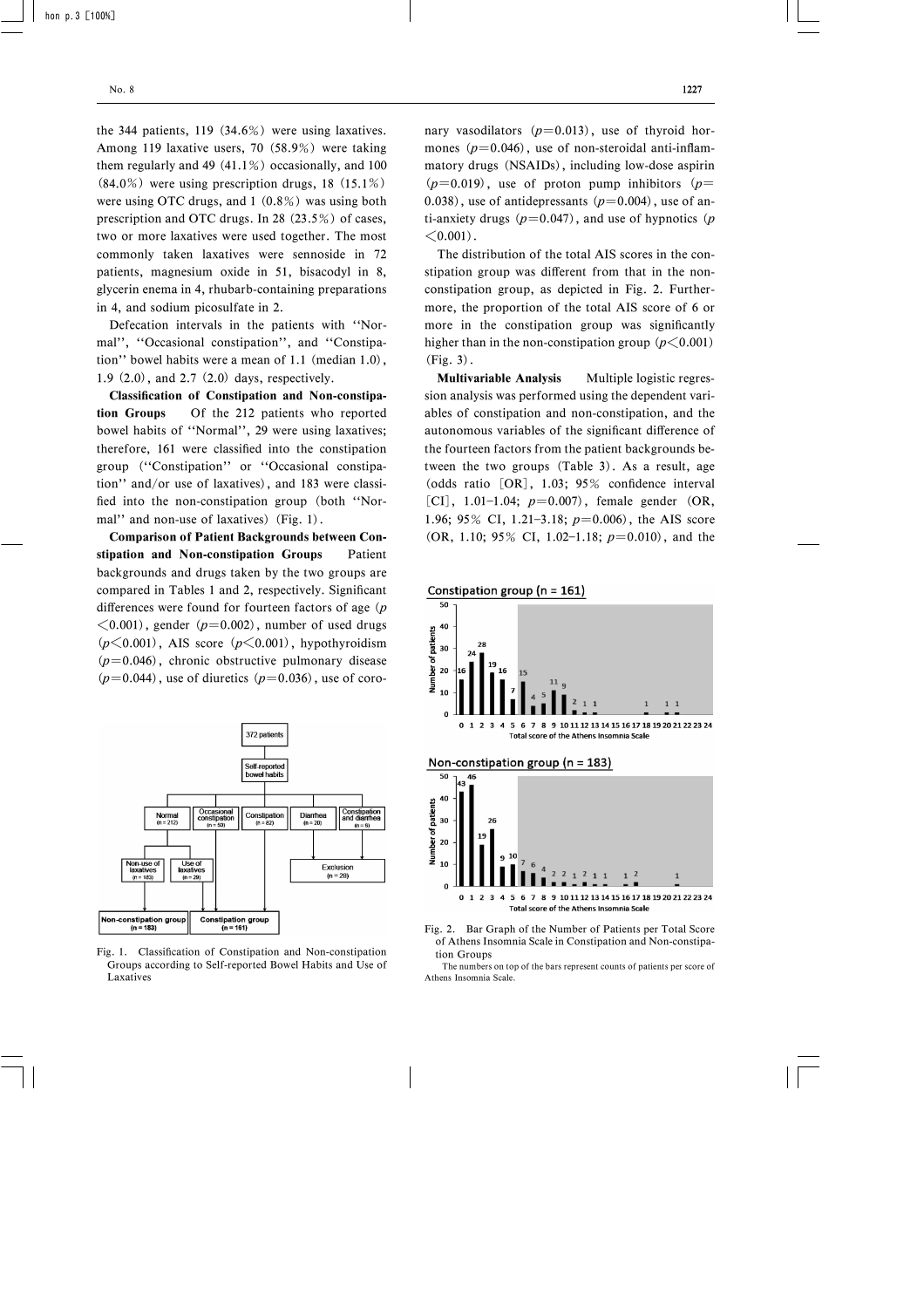the 344 patients, 119 (34.6%) were using laxatives. Among 119 laxative users, 70 (58.9%) were taking them regularly and 49 (41.1%) occasionally, and 100 (84.0%) were using prescription drugs, 18 (15.1%) were using OTC drugs, and 1 (0.8%) was using both prescription and OTC drugs. In 28 (23.5%) of cases, two or more laxatives were used together. The most commonly taken laxatives were sennoside in 72 patients, magnesium oxide in 51, bisacodyl in 8, glycerin enema in 4, rhubarb-containing preparations in 4, and sodium picosulfate in 2.

Defecation intervals in the patients with "Normal", "Occasional constipation", and "Constipation" bowel habits were a mean of 1.1 (median 1.0), 1.9 (2.0), and 2.7 (2.0) days, respectively.

**Classification of Constipation and Non-constipation Groups** Of the 212 patients who reported bowel habits of "Normal", 29 were using laxatives; therefore, 161 were classified into the constipation group ("Constipation" or "Occasional constipation" and/or use of laxatives), and 183 were classified into the non-constipation group (both "Normal" and non-use of laxatives) (Fig. 1).

**Comparison of Patient Backgrounds between Constipation and Non-constipation Groups** Patient backgrounds and drugs taken by the two groups are compared in Tables 1 and 2, respectively. Significant differences were found for fourteen factors of age ($p<0.001$), gender ($p=0.002$), number of used drugs ($p<0.001$), AIS score ($p<0.001$), hypothyroidism ($p=0.046$), chronic obstructive pulmonary disease ($p=0.044$), use of diuretics ($p=0.036$), use of coronary vasodilators ($p=0.013$), use of thyroid hormones ($p=0.046$), use of non-steroidal anti-inflammatory drugs (NSAIDs), including low-dose aspirin ($p=0.019$), use of proton pump inhibitors ($p=0.038$), use of antidepressants ($p=0.004$), use of anti-anxiety drugs ($p=0.047$), and use of hypnotics ($p<0.001$).

The distribution of the total AIS scores in the constipation group was different from that in the non-constipation group, as depicted in Fig. 2. Furthermore, the proportion of the total AIS score of 6 or more in the constipation group was significantly higher than in the non-constipation group ($p<0.001$) (Fig. 3).

**Multivariable Analysis** Multiple logistic regression analysis was performed using the dependent variables of constipation and non-constipation, and the autonomous variables of the significant difference of the fourteen factors from the patient backgrounds between the two groups (Table 3). As a result, age (odds ratio [OR], 1.03; 95% confidence interval [CI], 1.01–1.04; $p=0.007$), female gender (OR, 1.96; 95% CI, 1.21–3.18; $p=0.006$), the AIS score (OR, 1.10; 95% CI, 1.02–1.18; $p=0.010$), and the

Fig. 1. Classification of Constipation and Non-constipation Groups according to Self-reported Bowel Habits and Use of Laxatives

Fig. 2. Bar Graph of the Number of Patients per Total Score of Athens Insomnia Scale in Constipation and Non-constipation Groups

The numbers on top of the bars represent counts of patients per score of Athens Insomnia Scale.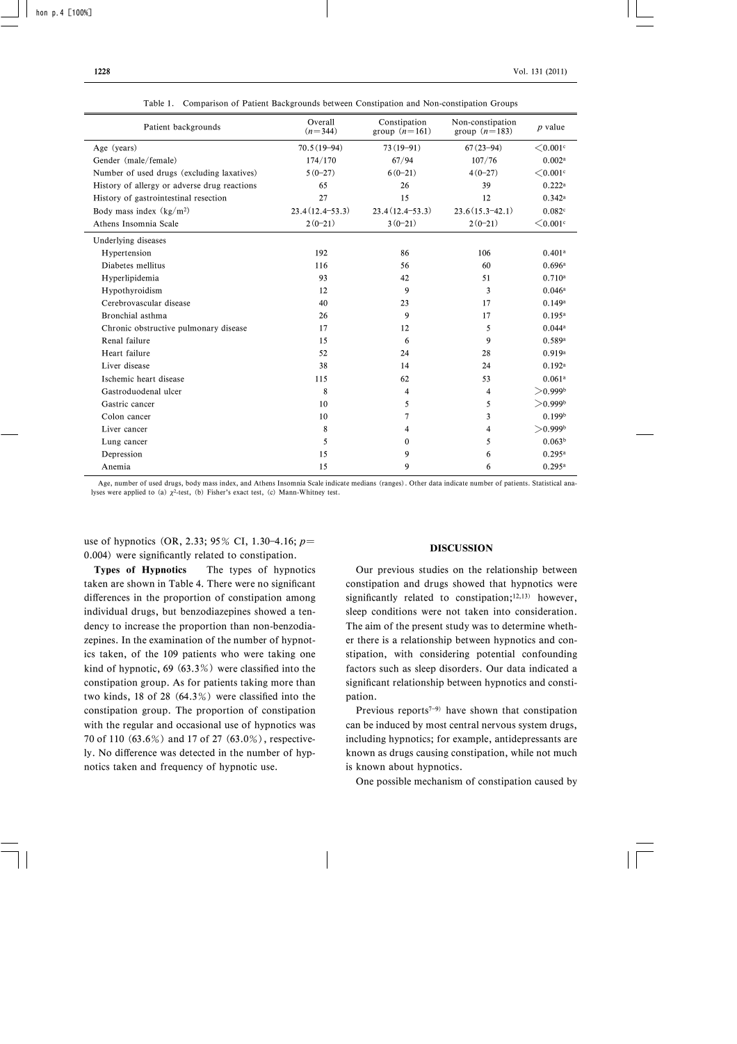Table 1. Comparison of Patient Backgrounds between Constipation and Non-constipation Groups

| Patient backgrounds | Overall ($n=344$) | Constipation group ($n=161$) | Non-constipation group ($n=183$) | $p$ value |
|---|---|---|---|---|
| Age (years) | 70.5 (19–94) | 73 (19–91) | 67 (23–94) | $<0.001^{c}$ |
| Gender (male/female) | 174/170 | 67/94 | 107/76 | $0.002^{a}$ |
| Number of used drugs (excluding laxatives) | 5 (0–27) | 6 (0–21) | 4 (0–27) | $<0.001^{c}$ |
| History of allergy or adverse drug reactions | 65 | 26 | 39 | $0.222^{a}$ |
| History of gastrointestinal resection | 27 | 15 | 12 | $0.342^{a}$ |
| Body mass index (kg/m$^2$) | 23.4 (12.4–53.3) | 23.4 (12.4–53.3) | 23.6 (15.3–42.1) | $0.082^{c}$ |
| Athens Insomnia Scale | 2 (0–21) | 3 (0–21) | 2 (0–21) | $<0.001^{c}$ |
| Underlying diseases | | | | |
| Hypertension | 192 | 86 | 106 | $0.401^{a}$ |
| Diabetes mellitus | 116 | 56 | 60 | $0.696^{a}$ |
| Hyperlipidemia | 93 | 42 | 51 | $0.710^{a}$ |
| Hypothyroidism | 12 | 9 | 3 | $0.046^{a}$ |
| Cerebrovascular disease | 40 | 23 | 17 | $0.149^{a}$ |
| Bronchial asthma | 26 | 9 | 17 | $0.195^{a}$ |
| Chronic obstructive pulmonary disease | 17 | 12 | 5 | $0.044^{a}$ |
| Renal failure | 15 | 6 | 9 | $0.589^{a}$ |
| Heart failure | 52 | 24 | 28 | $0.919^{a}$ |
| Liver disease | 38 | 14 | 24 | $0.192^{a}$ |
| Ischemic heart disease | 115 | 62 | 53 | $0.061^{a}$ |
| Gastroduodenal ulcer | 8 | 4 | 4 | $>0.999^{b}$ |
| Gastric cancer | 10 | 5 | 5 | $>0.999^{b}$ |
| Colon cancer | 10 | 7 | 3 | $0.199^{b}$ |
| Liver cancer | 8 | 4 | 4 | $>0.999^{b}$ |
| Lung cancer | 5 | 0 | 5 | $0.063^{b}$ |
| Depression | 15 | 9 | 6 | $0.295^{a}$ |
| Anemia | 15 | 9 | 6 | $0.295^{a}$ |

Age, number of used drugs, body mass index, and Athens Insomnia Scale indicate medians (ranges). Other data indicate number of patients. Statistical analyses were applied to (a) $\chi^2$-test, (b) Fisher's exact test, (c) Mann-Whitney test.

use of hypnotics (OR, 2.33; 95% CI, 1.30–4.16; $p=0.004$) were significantly related to constipation.

**Types of Hypnotics** The types of hypnotics taken are shown in Table 4. There were no significant differences in the proportion of constipation among individual drugs, but benzodiazepines showed a tendency to increase the proportion than non-benzodiazepines. In the examination of the number of hypnotics taken, of the 109 patients who were taking one kind of hypnotic, 69 (63.3%) were classified into the constipation group. As for patients taking more than two kinds, 18 of 28 (64.3%) were classified into the constipation group. The proportion of constipation with the regular and occasional use of hypnotics was 70 of 110 (63.6%) and 17 of 27 (63.0%), respectively. No difference was detected in the number of hypnotics taken and frequency of hypnotic use.

## DISCUSSION

Our previous studies on the relationship between constipation and drugs showed that hypnotics were significantly related to constipation;[12,13] however, sleep conditions were not taken into consideration. The aim of the present study was to determine whether there is a relationship between hypnotics and constipation, with considering potential confounding factors such as sleep disorders. Our data indicated a significant relationship between hypnotics and constipation.

Previous reports[7–9] have shown that constipation can be induced by most central nervous system drugs, including hypnotics; for example, antidepressants are known as drugs causing constipation, while not much is known about hypnotics.

One possible mechanism of constipation caused by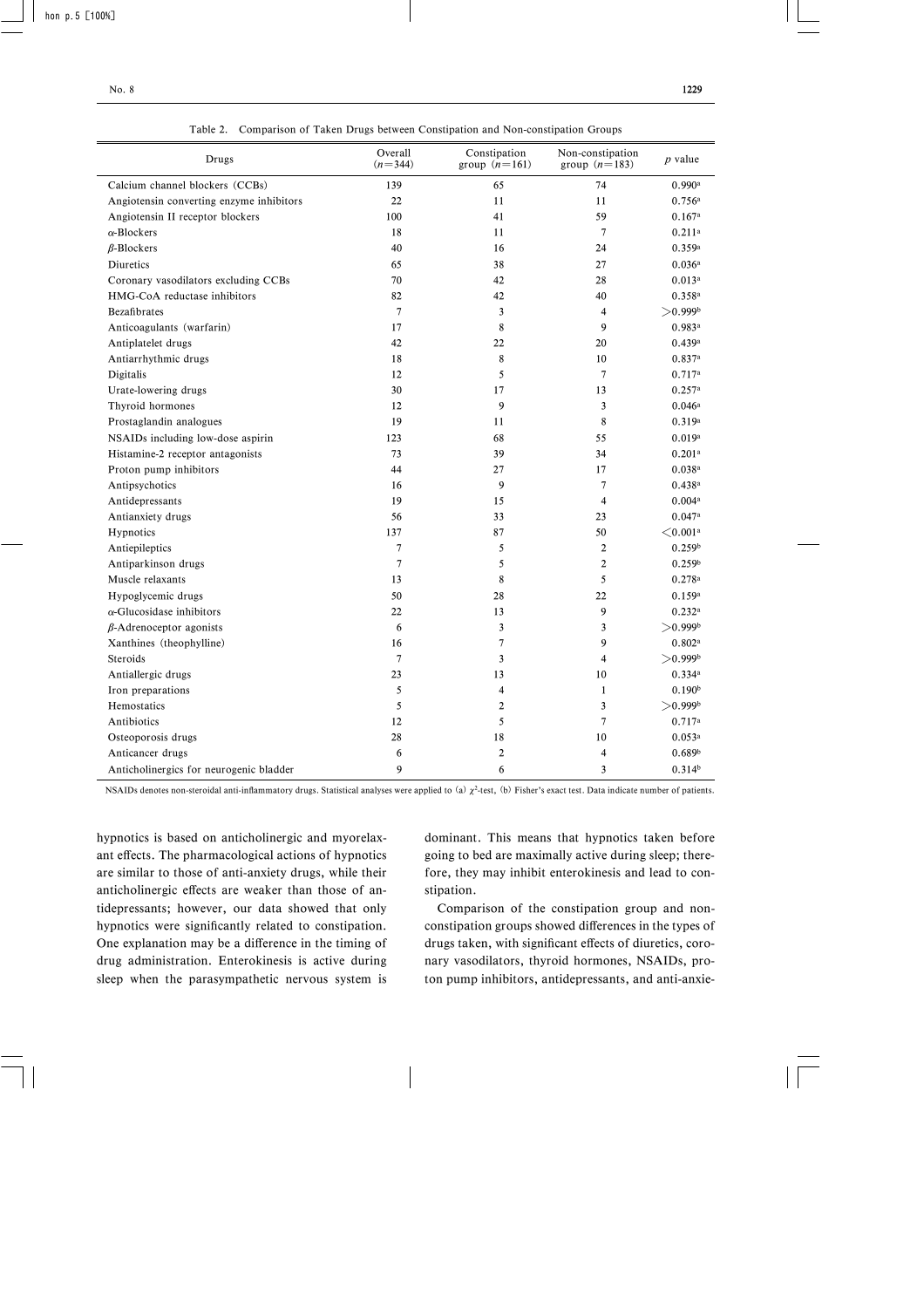Table 2. Comparison of Taken Drugs between Constipation and Non-constipation Groups

| Drugs | Overall ($n$=344) | Constipation group ($n$=161) | Non-constipation group ($n$=183) | $p$ value |
|---|---|---|---|---|
| Calcium channel blockers (CCBs) | 139 | 65 | 74 | 0.990[a] |
| Angiotensin converting enzyme inhibitors | 22 | 11 | 11 | 0.756[a] |
| Angiotensin II receptor blockers | 100 | 41 | 59 | 0.167[a] |
| $\alpha$-Blockers | 18 | 11 | 7 | 0.211[a] |
| $\beta$-Blockers | 40 | 16 | 24 | 0.359[a] |
| Diuretics | 65 | 38 | 27 | 0.036[a] |
| Coronary vasodilators excluding CCBs | 70 | 42 | 28 | 0.013[a] |
| HMG-CoA reductase inhibitors | 82 | 42 | 40 | 0.358[a] |
| Bezafibrates | 7 | 3 | 4 | >0.999[b] |
| Anticoagulants (warfarin) | 17 | 8 | 9 | 0.983[a] |
| Antiplatelet drugs | 42 | 22 | 20 | 0.439[a] |
| Antiarrhythmic drugs | 18 | 8 | 10 | 0.837[a] |
| Digitalis | 12 | 5 | 7 | 0.717[a] |
| Urate-lowering drugs | 30 | 17 | 13 | 0.257[a] |
| Thyroid hormones | 12 | 9 | 3 | 0.046[a] |
| Prostaglandin analogues | 19 | 11 | 8 | 0.319[a] |
| NSAIDs including low-dose aspirin | 123 | 68 | 55 | 0.019[a] |
| Histamine-2 receptor antagonists | 73 | 39 | 34 | 0.201[a] |
| Proton pump inhibitors | 44 | 27 | 17 | 0.038[a] |
| Antipsychotics | 16 | 9 | 7 | 0.438[a] |
| Antidepressants | 19 | 15 | 4 | 0.004[a] |
| Antianxiety drugs | 56 | 33 | 23 | 0.047[a] |
| Hypnotics | 137 | 87 | 50 | <0.001[a] |
| Antiepileptics | 7 | 5 | 2 | 0.259[b] |
| Antiparkinson drugs | 7 | 5 | 2 | 0.259[b] |
| Muscle relaxants | 13 | 8 | 5 | 0.278[a] |
| Hypoglycemic drugs | 50 | 28 | 22 | 0.159[a] |
| $\alpha$-Glucosidase inhibitors | 22 | 13 | 9 | 0.232[a] |
| $\beta$-Adrenoceptor agonists | 6 | 3 | 3 | >0.999[b] |
| Xanthines (theophylline) | 16 | 7 | 9 | 0.802[a] |
| Steroids | 7 | 3 | 4 | >0.999[b] |
| Antiallergic drugs | 23 | 13 | 10 | 0.334[a] |
| Iron preparations | 5 | 4 | 1 | 0.190[b] |
| Hemostatics | 5 | 2 | 3 | >0.999[b] |
| Antibiotics | 12 | 5 | 7 | 0.717[a] |
| Osteoporosis drugs | 28 | 18 | 10 | 0.053[a] |
| Anticancer drugs | 6 | 2 | 4 | 0.689[b] |
| Anticholinergics for neurogenic bladder | 9 | 6 | 3 | 0.314[b] |

NSAIDs denotes non-steroidal anti-inflammatory drugs. Statistical analyses were applied to (a) $\chi^2$-test, (b) Fisher's exact test. Data indicate number of patients.

hypnotics is based on anticholinergic and myorelaxant effects. The pharmacological actions of hypnotics are similar to those of anti-anxiety drugs, while their anticholinergic effects are weaker than those of antidepressants; however, our data showed that only hypnotics were significantly related to constipation. One explanation may be a difference in the timing of drug administration. Enterokinesis is active during sleep when the parasympathetic nervous system is dominant. This means that hypnotics taken before going to bed are maximally active during sleep; therefore, they may inhibit enterokinesis and lead to constipation.

Comparison of the constipation group and non-constipation groups showed differences in the types of drugs taken, with significant effects of diuretics, coronary vasodilators, thyroid hormones, NSAIDs, proton pump inhibitors, antidepressants, and anti-anxie-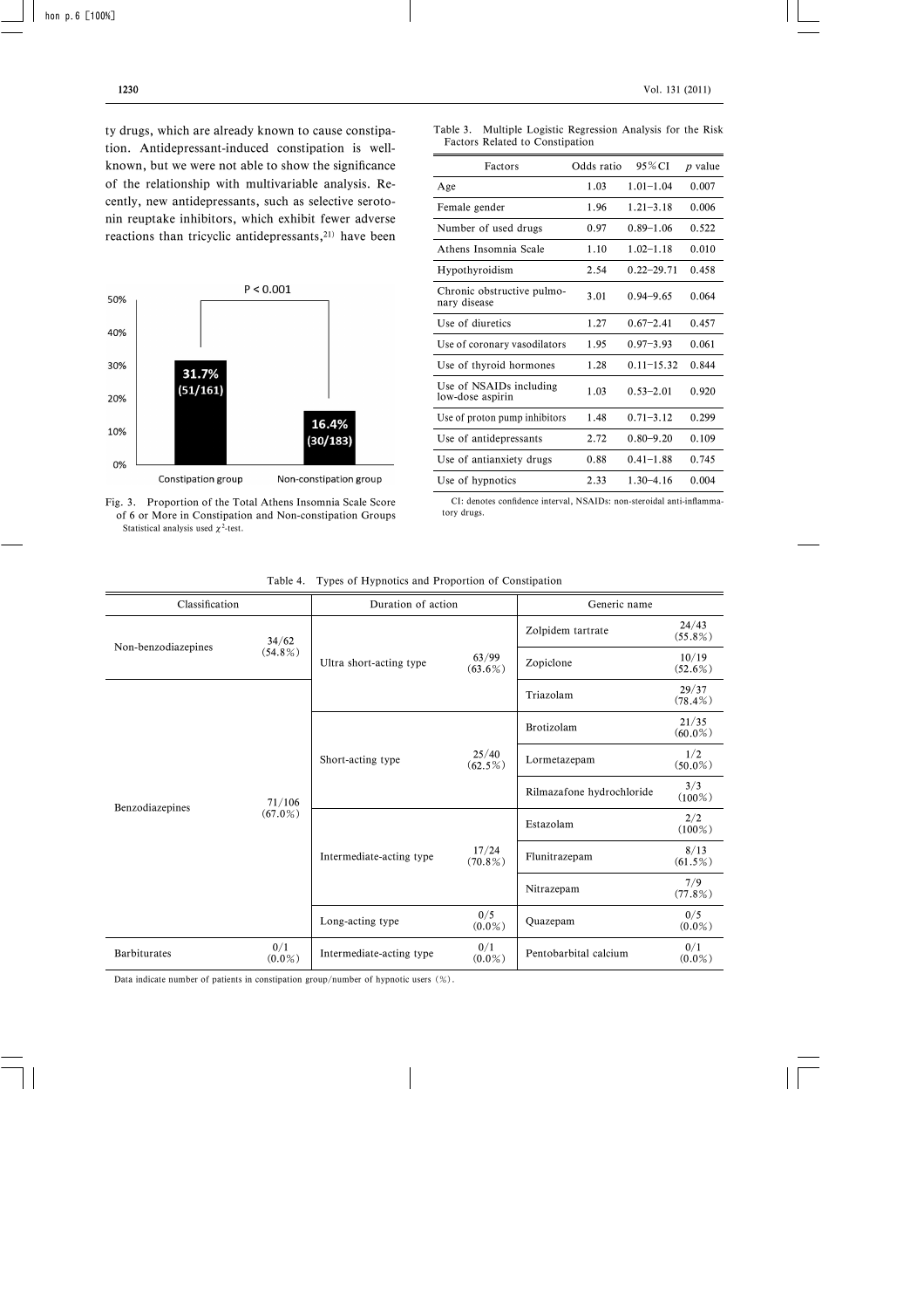ty drugs, which are already known to cause constipation. Antidepressant-induced constipation is well-known, but we were not able to show the significance of the relationship with multivariable analysis. Recently, new antidepressants, such as selective serotonin reuptake inhibitors, which exhibit fewer adverse reactions than tricyclic antidepressants,[21] have been

Fig. 3. Proportion of the Total Athens Insomnia Scale Score of 6 or More in Constipation and Non-constipation Groups
Statistical analysis used $\chi^2$-test.

Table 3. Multiple Logistic Regression Analysis for the Risk Factors Related to Constipation

| Factors | Odds ratio | 95%CI | *p* value |
|---|---|---|---|
| Age | 1.03 | 1.01–1.04 | 0.007 |
| Female gender | 1.96 | 1.21–3.18 | 0.006 |
| Number of used drugs | 0.97 | 0.89–1.06 | 0.522 |
| Athens Insomnia Scale | 1.10 | 1.02–1.18 | 0.010 |
| Hypothyroidism | 2.54 | 0.22–29.71 | 0.458 |
| Chronic obstructive pulmonary disease | 3.01 | 0.94–9.65 | 0.064 |
| Use of diuretics | 1.27 | 0.67–2.41 | 0.457 |
| Use of coronary vasodilators | 1.95 | 0.97–3.93 | 0.061 |
| Use of thyroid hormones | 1.28 | 0.11–15.32 | 0.844 |
| Use of NSAIDs including low-dose aspirin | 1.03 | 0.53–2.01 | 0.920 |
| Use of proton pump inhibitors | 1.48 | 0.71–3.12 | 0.299 |
| Use of antidepressants | 2.72 | 0.80–9.20 | 0.109 |
| Use of antianxiety drugs | 0.88 | 0.41–1.88 | 0.745 |
| Use of hypnotics | 2.33 | 1.30–4.16 | 0.004 |

CI: denotes confidence interval, NSAIDs: non-steroidal anti-inflammatory drugs.

Table 4. Types of Hypnotics and Proportion of Constipation

| Classification | | Duration of action | | Generic name | |
|---|---|---|---|---|---|
| Non-benzodiazepines | 34/62 (54.8%) | Ultra short-acting type | 63/99 (63.6%) | Zolpidem tartrate | 24/43 (55.8%) |
| | | | | Zopiclone | 10/19 (52.6%) |
| Benzodiazepines | 71/106 (67.0%) | | | Triazolam | 29/37 (78.4%) |
| | | Short-acting type | 25/40 (62.5%) | Brotizolam | 21/35 (60.0%) |
| | | | | Lormetazepam | 1/2 (50.0%) |
| | | | | Rilmazafone hydrochloride | 3/3 (100%) |
| | | Intermediate-acting type | 17/24 (70.8%) | Estazolam | 2/2 (100%) |
| | | | | Flunitrazepam | 8/13 (61.5%) |
| | | | | Nitrazepam | 7/9 (77.8%) |
| | | Long-acting type | 0/5 (0.0%) | Quazepam | 0/5 (0.0%) |
| Barbiturates | 0/1 (0.0%) | Intermediate-acting type | 0/1 (0.0%) | Pentobarbital calcium | 0/1 (0.0%) |

Data indicate number of patients in constipation group/number of hypnotic users (%).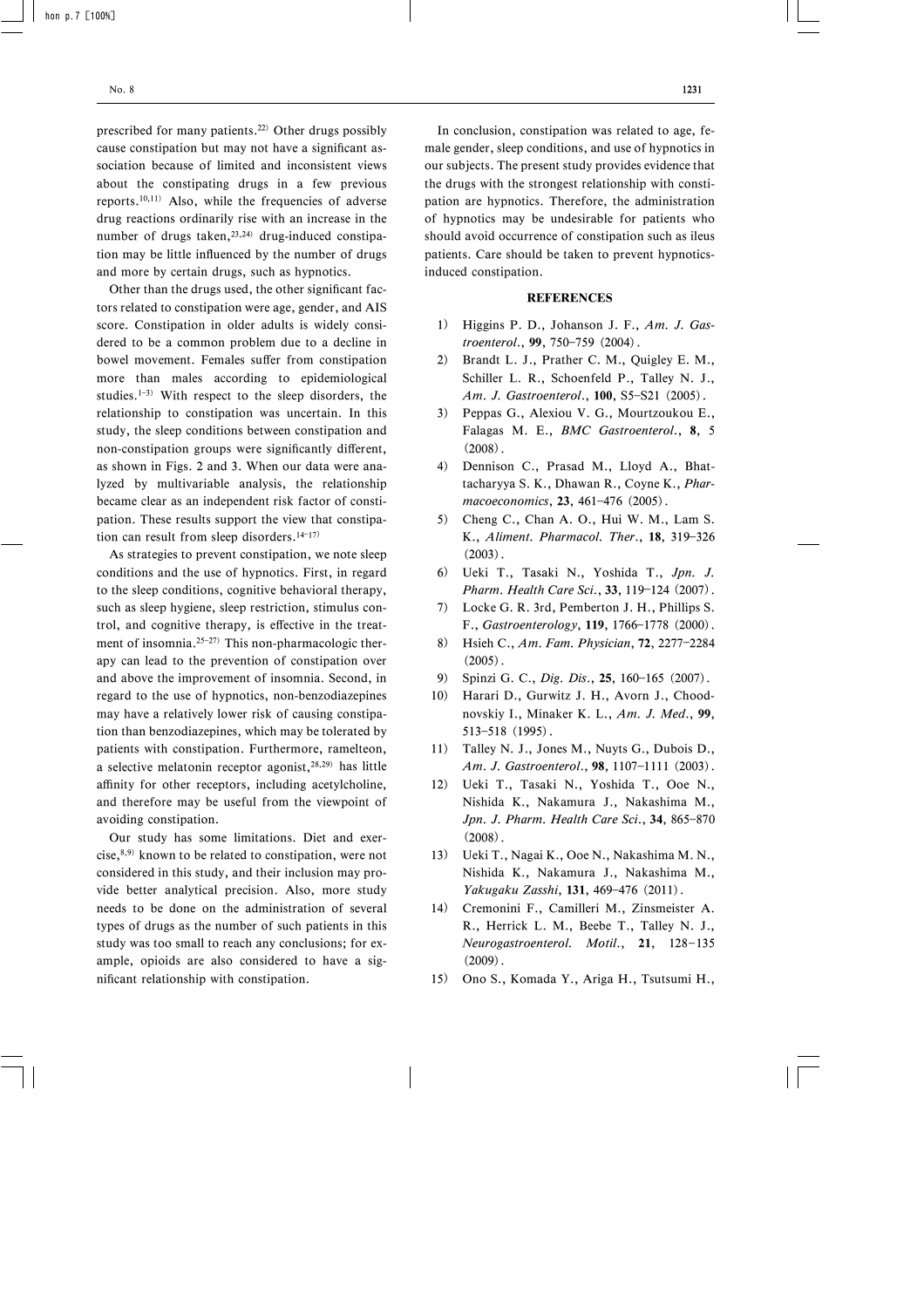prescribed for many patients.[22] Other drugs possibly cause constipation but may not have a significant association because of limited and inconsistent views about the constipating drugs in a few previous reports.[10,11] Also, while the frequencies of adverse drug reactions ordinarily rise with an increase in the number of drugs taken,[23,24] drug-induced constipation may be little influenced by the number of drugs and more by certain drugs, such as hypnotics.

Other than the drugs used, the other significant factors related to constipation were age, gender, and AIS score. Constipation in older adults is widely considered to be a common problem due to a decline in bowel movement. Females suffer from constipation more than males according to epidemiological studies.[1–3] With respect to the sleep disorders, the relationship to constipation was uncertain. In this study, the sleep conditions between constipation and non-constipation groups were significantly different, as shown in Figs. 2 and 3. When our data were analyzed by multivariable analysis, the relationship became clear as an independent risk factor of constipation. These results support the view that constipation can result from sleep disorders.[14–17]

As strategies to prevent constipation, we note sleep conditions and the use of hypnotics. First, in regard to the sleep conditions, cognitive behavioral therapy, such as sleep hygiene, sleep restriction, stimulus control, and cognitive therapy, is effective in the treatment of insomnia.[25–27] This non-pharmacologic therapy can lead to the prevention of constipation over and above the improvement of insomnia. Second, in regard to the use of hypnotics, non-benzodiazepines may have a relatively lower risk of causing constipation than benzodiazepines, which may be tolerated by patients with constipation. Furthermore, ramelteon, a selective melatonin receptor agonist,[28,29] has little affinity for other receptors, including acetylcholine, and therefore may be useful from the viewpoint of avoiding constipation.

Our study has some limitations. Diet and exercise,[8,9] known to be related to constipation, were not considered in this study, and their inclusion may provide better analytical precision. Also, more study needs to be done on the administration of several types of drugs as the number of such patients in this study was too small to reach any conclusions; for example, opioids are also considered to have a significant relationship with constipation.

In conclusion, constipation was related to age, female gender, sleep conditions, and use of hypnotics in our subjects. The present study provides evidence that the drugs with the strongest relationship with constipation are hypnotics. Therefore, the administration of hypnotics may be undesirable for patients who should avoid occurrence of constipation such as ileus patients. Care should be taken to prevent hypnotics-induced constipation.

## REFERENCES

1) Higgins P. D., Johanson J. F., *Am. J. Gastroenterol.*, **99**, 750–759 (2004).
2) Brandt L. J., Prather C. M., Quigley E. M., Schiller L. R., Schoenfeld P., Talley N. J., *Am. J. Gastroenterol.*, **100**, S5–S21 (2005).
3) Peppas G., Alexiou V. G., Mourtzoukou E., Falagas M. E., *BMC Gastroenterol.*, **8**, 5 (2008).
4) Dennison C., Prasad M., Lloyd A., Bhattacharyya S. K., Dhawan R., Coyne K., *Pharmacoeconomics*, **23**, 461–476 (2005).
5) Cheng C., Chan A. O., Hui W. M., Lam S. K., *Aliment. Pharmacol. Ther.*, **18**, 319–326 (2003).
6) Ueki T., Tasaki N., Yoshida T., *Jpn. J. Pharm. Health Care Sci.*, **33**, 119–124 (2007).
7) Locke G. R. 3rd, Pemberton J. H., Phillips S. F., *Gastroenterology*, **119**, 1766–1778 (2000).
8) Hsieh C., *Am. Fam. Physician*, **72**, 2277–2284 (2005).
9) Spinzi G. C., *Dig. Dis.*, **25**, 160–165 (2007).
10) Harari D., Gurwitz J. H., Avorn J., Choodnovskiy I., Minaker K. L., *Am. J. Med.*, **99**, 513–518 (1995).
11) Talley N. J., Jones M., Nuyts G., Dubois D., *Am. J. Gastroenterol.*, **98**, 1107–1111 (2003).
12) Ueki T., Tasaki N., Yoshida T., Ooe N., Nishida K., Nakamura J., Nakashima M., *Jpn. J. Pharm. Health Care Sci.*, **34**, 865–870 (2008).
13) Ueki T., Nagai K., Ooe N., Nakashima M. N., Nishida K., Nakamura J., Nakashima M., *Yakugaku Zasshi*, **131**, 469–476 (2011).
14) Cremonini F., Camilleri M., Zinsmeister A. R., Herrick L. M., Beebe T., Talley N. J., *Neurogastroenterol. Motil.*, **21**, 128–135 (2009).
15) Ono S., Komada Y., Ariga H., Tsutsumi H.,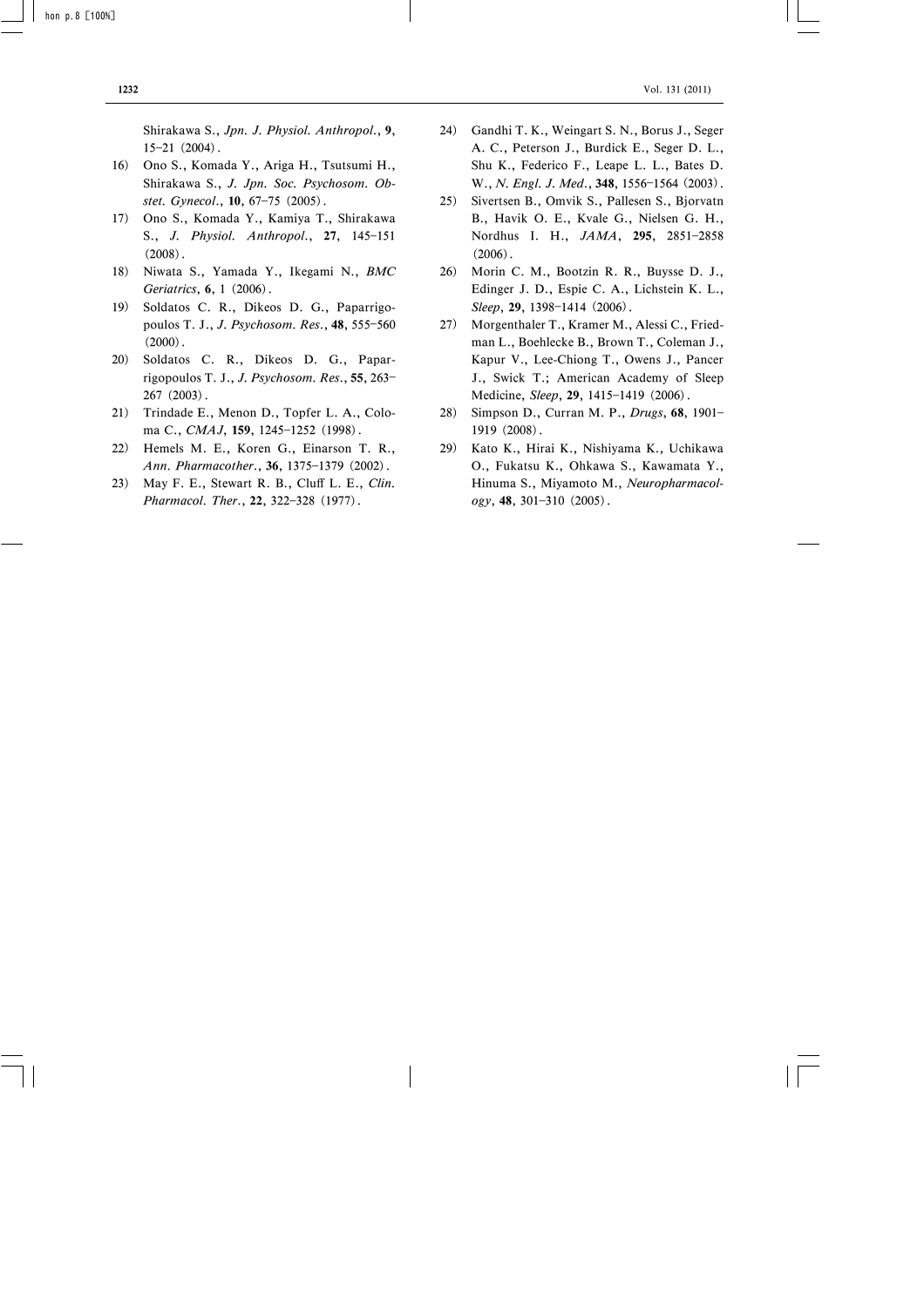Shirakawa S., *Jpn. J. Physiol. Anthropol.*, **9**, 15–21 (2004).

16) Ono S., Komada Y., Ariga H., Tsutsumi H., Shirakawa S., *J. Jpn. Soc. Psychosom. Obstet. Gynecol.*, **10**, 67–75 (2005).

17) Ono S., Komada Y., Kamiya T., Shirakawa S., *J. Physiol. Anthropol.*, **27**, 145–151 (2008).

18) Niwata S., Yamada Y., Ikegami N., *BMC Geriatrics*, **6**, 1 (2006).

19) Soldatos C. R., Dikeos D. G., Paparrigopoulos T. J., *J. Psychosom. Res.*, **48**, 555–560 (2000).

20) Soldatos C. R., Dikeos D. G., Paparrigopoulos T. J., *J. Psychosom. Res.*, **55**, 263–267 (2003).

21) Trindade E., Menon D., Topfer L. A., Coloma C., *CMAJ*, **159**, 1245–1252 (1998).

22) Hemels M. E., Koren G., Einarson T. R., *Ann. Pharmacother.*, **36**, 1375–1379 (2002).

23) May F. E., Stewart R. B., Cluff L. E., *Clin. Pharmacol. Ther.*, **22**, 322–328 (1977).

24) Gandhi T. K., Weingart S. N., Borus J., Seger A. C., Peterson J., Burdick E., Seger D. L., Shu K., Federico F., Leape L. L., Bates D. W., *N. Engl. J. Med.*, **348**, 1556–1564 (2003).

25) Sivertsen B., Omvik S., Pallesen S., Bjorvatn B., Havik O. E., Kvale G., Nielsen G. H., Nordhus I. H., *JAMA*, **295**, 2851–2858 (2006).

26) Morin C. M., Bootzin R. R., Buysse D. J., Edinger J. D., Espie C. A., Lichstein K. L., *Sleep*, **29**, 1398–1414 (2006).

27) Morgenthaler T., Kramer M., Alessi C., Friedman L., Boehlecke B., Brown T., Coleman J., Kapur V., Lee-Chiong T., Owens J., Pancer J., Swick T.; American Academy of Sleep Medicine, *Sleep*, **29**, 1415–1419 (2006).

28) Simpson D., Curran M. P., *Drugs*, **68**, 1901–1919 (2008).

29) Kato K., Hirai K., Nishiyama K., Uchikawa O., Fukatsu K., Ohkawa S., Kawamata Y., Hinuma S., Miyamoto M., *Neuropharmacology*, **48**, 301–310 (2005).